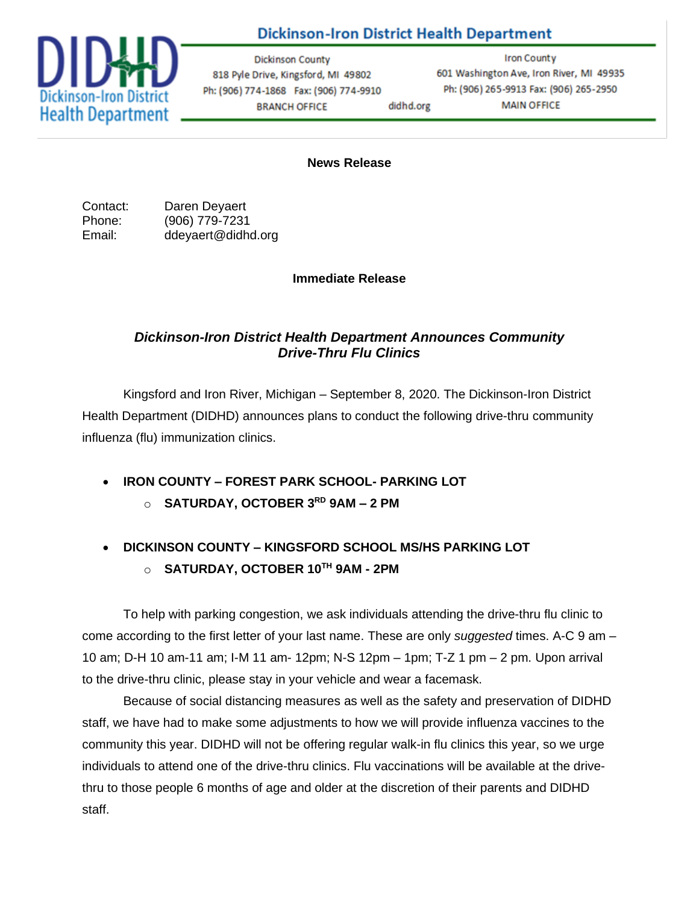# Dickinson-Iron District Health Department

Dickinson County
818 Pyle Drive, Kingsford, MI 49802
Ph: (906) 774-1868 Fax: (906) 774-9910
BRANCH OFFICE

didhd.org

Iron County
601 Washington Ave, Iron River, MI 49935
Ph: (906) 265-9913 Fax: (906) 265-2950
MAIN OFFICE

**News Release**

Contact: Daren Deyaert
Phone: (906) 779-7231
Email: ddeyaert@didhd.org

**Immediate Release**

## *Dickinson-Iron District Health Department Announces Community Drive-Thru Flu Clinics*

Kingsford and Iron River, Michigan – September 8, 2020. The Dickinson-Iron District Health Department (DIDHD) announces plans to conduct the following drive-thru community influenza (flu) immunization clinics.

- **IRON COUNTY – FOREST PARK SCHOOL- PARKING LOT**
  - **SATURDAY, OCTOBER 3RD 9AM – 2 PM**
- **DICKINSON COUNTY – KINGSFORD SCHOOL MS/HS PARKING LOT**
  - **SATURDAY, OCTOBER 10TH 9AM - 2PM**

To help with parking congestion, we ask individuals attending the drive-thru flu clinic to come according to the first letter of your last name. These are only *suggested* times. A-C 9 am – 10 am; D-H 10 am-11 am; I-M 11 am- 12pm; N-S 12pm – 1pm; T-Z 1 pm – 2 pm. Upon arrival to the drive-thru clinic, please stay in your vehicle and wear a facemask.

Because of social distancing measures as well as the safety and preservation of DIDHD staff, we have had to make some adjustments to how we will provide influenza vaccines to the community this year. DIDHD will not be offering regular walk-in flu clinics this year, so we urge individuals to attend one of the drive-thru clinics. Flu vaccinations will be available at the drive-thru to those people 6 months of age and older at the discretion of their parents and DIDHD staff.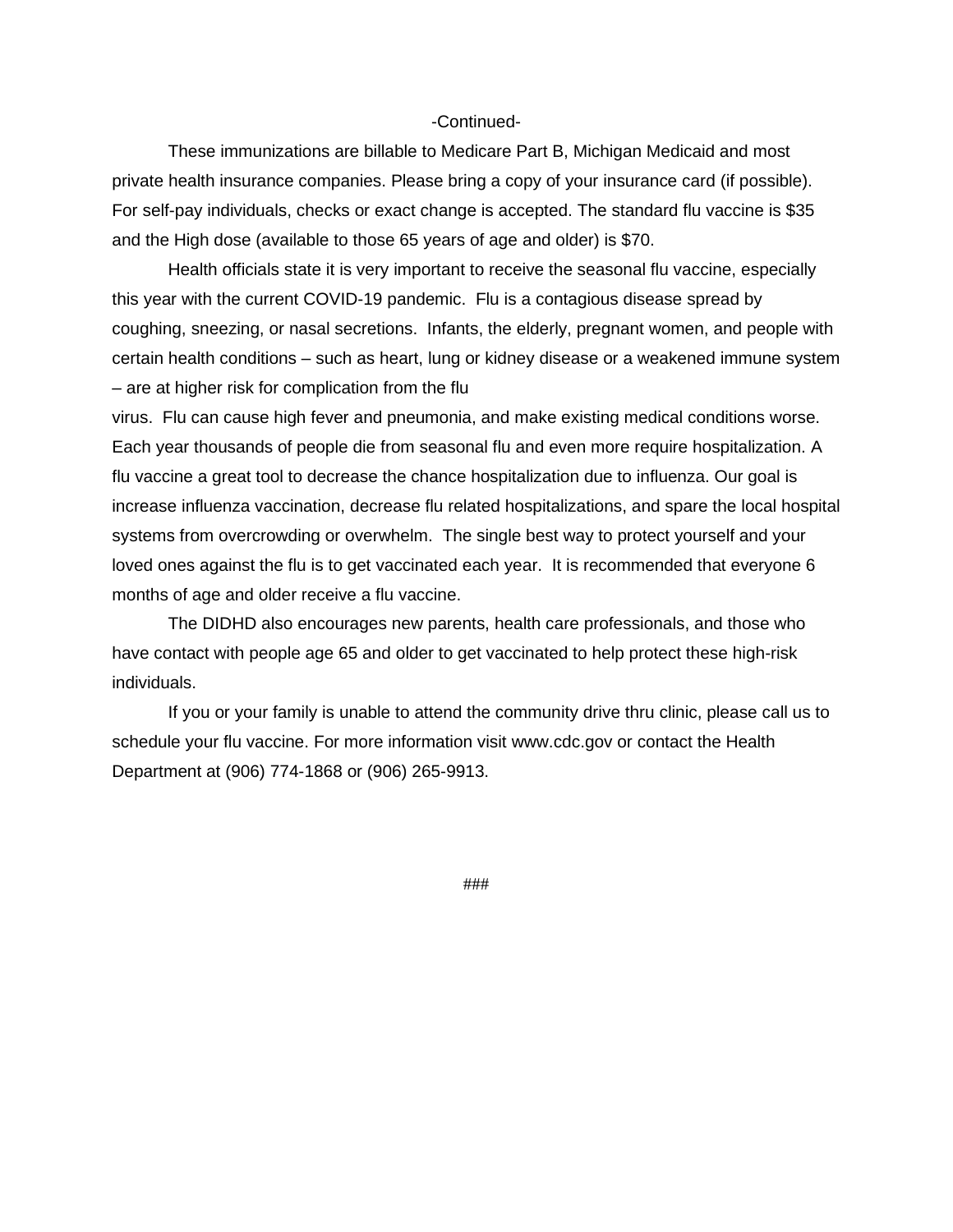-Continued-

These immunizations are billable to Medicare Part B, Michigan Medicaid and most private health insurance companies. Please bring a copy of your insurance card (if possible). For self-pay individuals, checks or exact change is accepted. The standard flu vaccine is $35 and the High dose (available to those 65 years of age and older) is $70.

Health officials state it is very important to receive the seasonal flu vaccine, especially this year with the current COVID-19 pandemic. Flu is a contagious disease spread by coughing, sneezing, or nasal secretions. Infants, the elderly, pregnant women, and people with certain health conditions – such as heart, lung or kidney disease or a weakened immune system – are at higher risk for complication from the flu virus. Flu can cause high fever and pneumonia, and make existing medical conditions worse. Each year thousands of people die from seasonal flu and even more require hospitalization. A flu vaccine a great tool to decrease the chance hospitalization due to influenza. Our goal is increase influenza vaccination, decrease flu related hospitalizations, and spare the local hospital systems from overcrowding or overwhelm. The single best way to protect yourself and your loved ones against the flu is to get vaccinated each year. It is recommended that everyone 6 months of age and older receive a flu vaccine.

The DIDHD also encourages new parents, health care professionals, and those who have contact with people age 65 and older to get vaccinated to help protect these high-risk individuals.

If you or your family is unable to attend the community drive thru clinic, please call us to schedule your flu vaccine. For more information visit www.cdc.gov or contact the Health Department at (906) 774-1868 or (906) 265-9913.

###